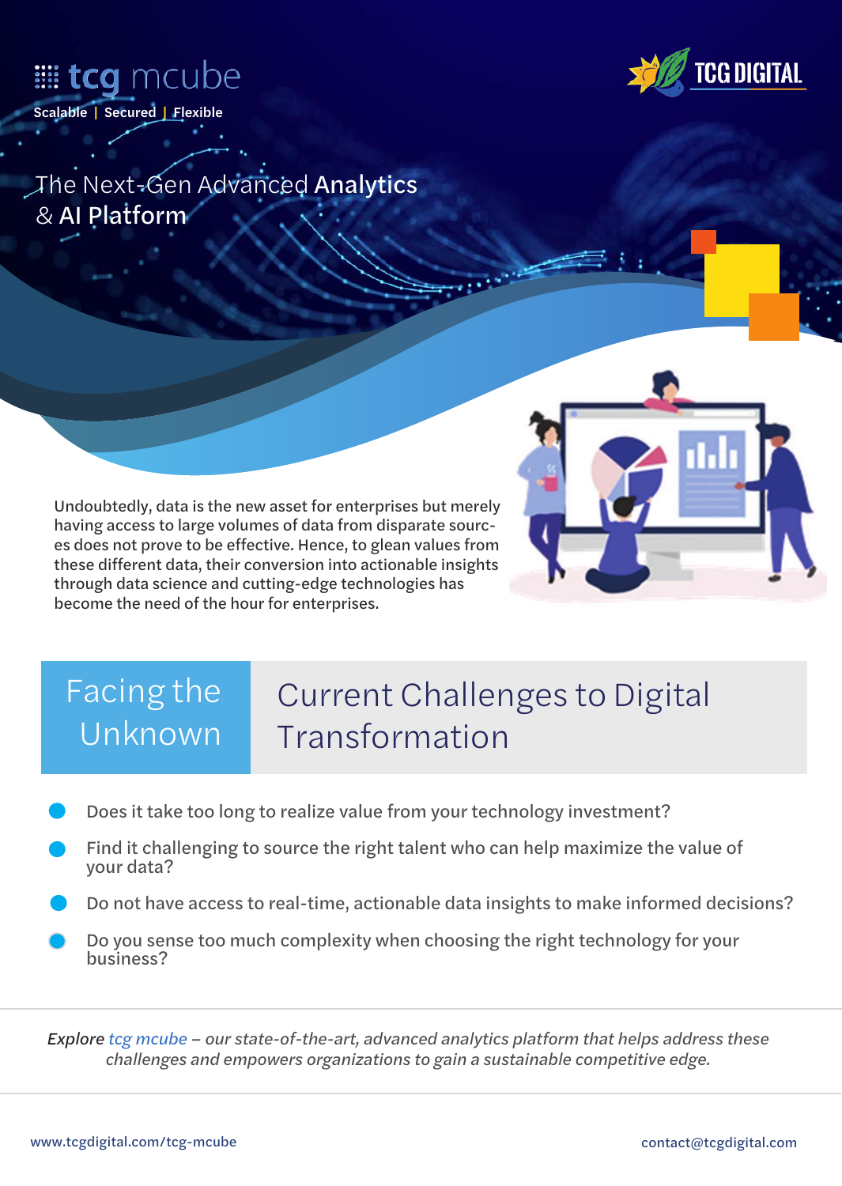tcg mcube

Scalable | Secured | Flexible

TCG DIGITAL

# The Next-Gen Advanced **Analytics & AI Platform**

Undoubtedly, data is the new asset for enterprises but merely having access to large volumes of data from disparate sources does not prove to be effective. Hence, to glean values from these different data, their conversion into actionable insights through data science and cutting-edge technologies has become the need of the hour for enterprises.

## Facing the Unknown | Current Challenges to Digital Transformation

- Does it take too long to realize value from your technology investment?
- Find it challenging to source the right talent who can help maximize the value of your data?
- Do not have access to real-time, actionable data insights to make informed decisions?
- Do you sense too much complexity when choosing the right technology for your business?

*Explore tcg mcube – our state-of-the-art, advanced analytics platform that helps address these challenges and empowers organizations to gain a sustainable competitive edge.*

www.tcgdigital.com/tcg-mcube

contact@tcgdigital.com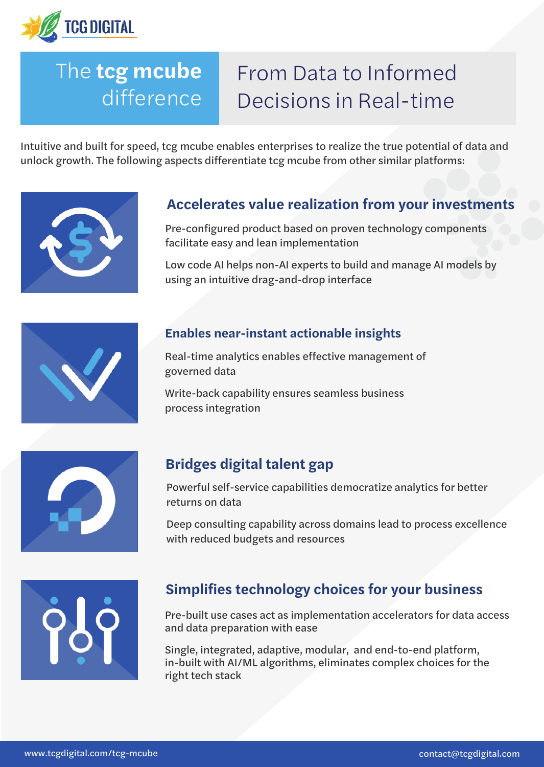# The **tcg mcube** difference

## From Data to Informed Decisions in Real-time

Intuitive and built for speed, tcg mcube enables enterprises to realize the true potential of data and unlock growth. The following aspects differentiate tcg mcube from other similar platforms:

### Accelerates value realization from your investments

Pre-configured product based on proven technology components facilitate easy and lean implementation

Low code AI helps non-AI experts to build and manage AI models by using an intuitive drag-and-drop interface

### Enables near-instant actionable insights

Real-time analytics enables effective management of governed data

Write-back capability ensures seamless business process integration

### Bridges digital talent gap

Powerful self-service capabilities democratize analytics for better returns on data

Deep consulting capability across domains lead to process excellence with reduced budgets and resources

### Simplifies technology choices for your business

Pre-built use cases act as implementation accelerators for data access and data preparation with ease

Single, integrated, adaptive, modular, and end-to-end platform, in-built with AI/ML algorithms, eliminates complex choices for the right tech stack

www.tcgdigital.com/tcg-mcube contact@tcgdigital.com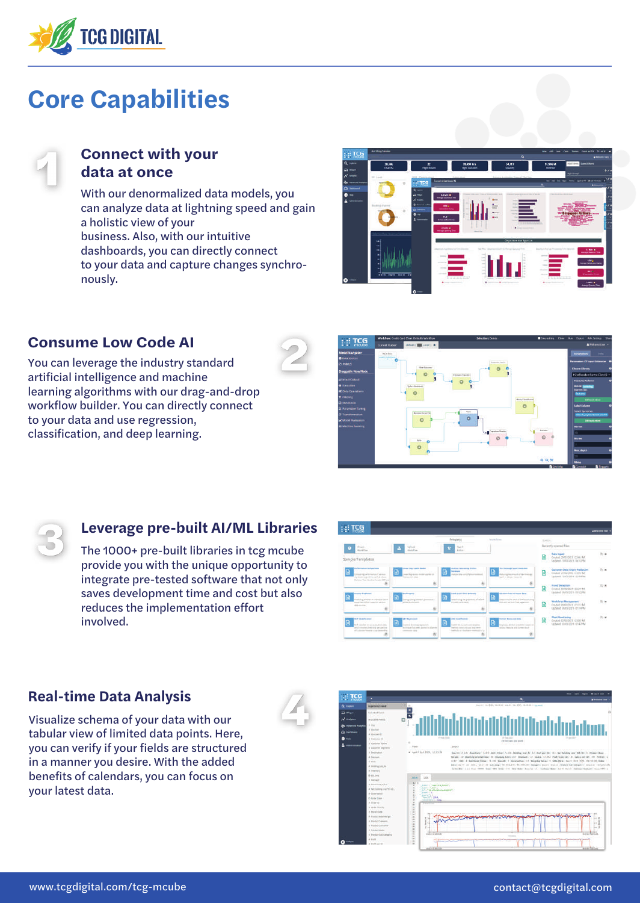# Core Capabilities

## 1 Connect with your data at once

With our denormalized data models, you can analyze data at lightning speed and gain a holistic view of your business. Also, with our intuitive dashboards, you can directly connect to your data and capture changes synchronously.

## 2 Consume Low Code AI

You can leverage the industry standard artificial intelligence and machine learning algorithms with our drag-and-drop workflow builder. You can directly connect to your data and use regression, classification, and deep learning.

## 3 Leverage pre-built AI/ML Libraries

The 1000+ pre-built libraries in tcg mcube provide you with the unique opportunity to integrate pre-tested software that not only saves development time and cost but also reduces the implementation effort involved.

## 4 Real-time Data Analysis

Visualize schema of your data with our tabular view of limited data points. Here, you can verify if your fields are structured in a manner you desire. With the added benefits of calendars, you can focus on your latest data.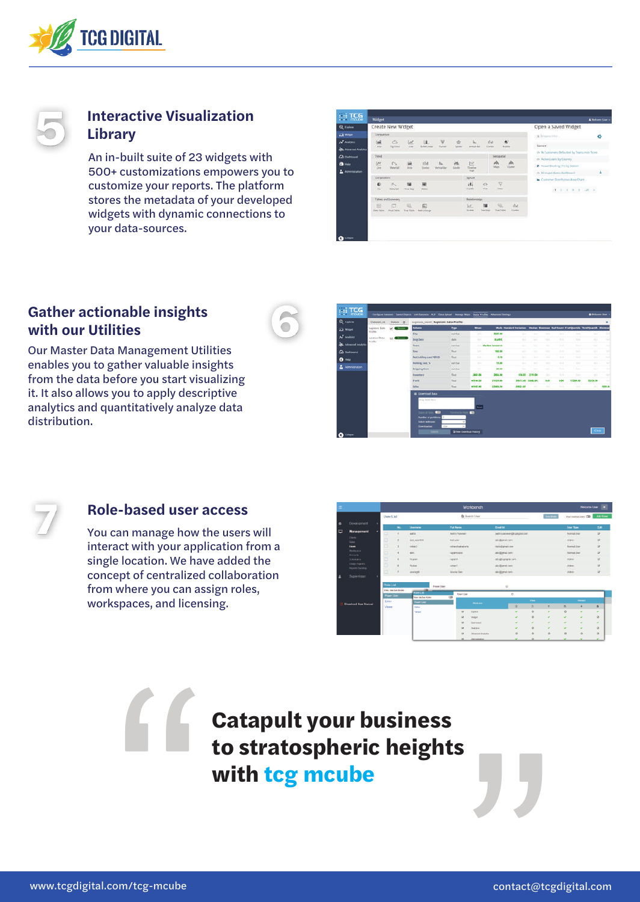## 5 Interactive Visualization Library

An in-built suite of 23 widgets with 500+ customizations empowers you to customize your reports. The platform stores the metadata of your developed widgets with dynamic connections to your data-sources.

## 6 Gather actionable insights with our Utilities

Our Master Data Management Utilities enables you to gather valuable insights from the data before you start visualizing it. It also allows you to apply descriptive analytics and quantitatively analyze data distribution.

## 7 Role-based user access

You can manage how the users will interact with your application from a single location. We have added the concept of centralized collaboration from where you can assign roles, workspaces, and licensing.

**"Catapult your business to stratospheric heights with tcg mcube"**

www.tcgdigital.com/tcg-mcube

contact@tcgdigital.com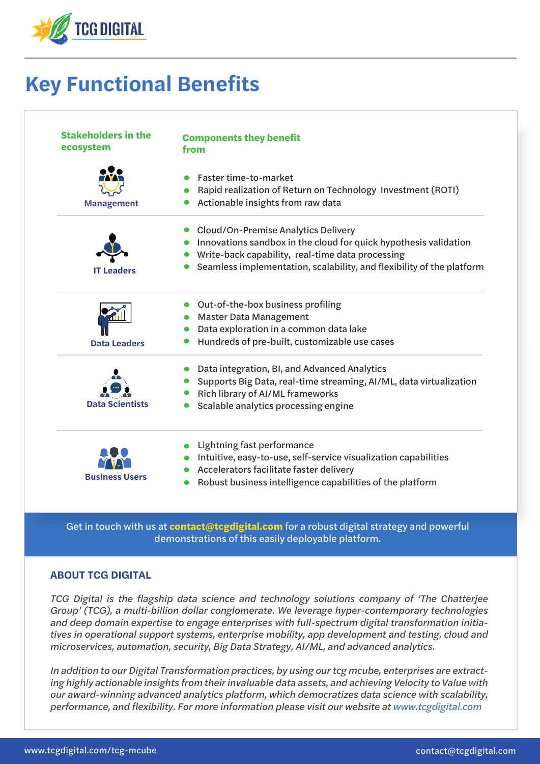# Key Functional Benefits

| Stakeholders in the ecosystem | Components they benefit from |
|---|---|
| Management | • Faster time-to-market<br>• Rapid realization of Return on Technology Investment (ROTI)<br>• Actionable insights from raw data |
| IT Leaders | • Cloud/On-Premise Analytics Delivery<br>• Innovations sandbox in the cloud for quick hypothesis validation<br>• Write-back capability, real-time data processing<br>• Seamless implementation, scalability, and flexibility of the platform |
| Data Leaders | • Out-of-the-box business profiling<br>• Master Data Management<br>• Data exploration in a common data lake<br>• Hundreds of pre-built, customizable use cases |
| Data Scientists | • Data integration, BI, and Advanced Analytics<br>• Supports Big Data, real-time streaming, AI/ML, data virtualization<br>• Rich library of AI/ML frameworks<br>• Scalable analytics processing engine |
| Business Users | • Lightning fast performance<br>• Intuitive, easy-to-use, self-service visualization capabilities<br>• Accelerators facilitate faster delivery<br>• Robust business intelligence capabilities of the platform |

Get in touch with us at **contact@tcgdigital.com** for a robust digital strategy and powerful demonstrations of this easily deployable platform.

## ABOUT TCG DIGITAL

*TCG Digital is the flagship data science and technology solutions company of 'The Chatterjee Group' (TCG), a multi-billion dollar conglomerate. We leverage hyper-contemporary technologies and deep domain expertise to engage enterprises with full-spectrum digital transformation initiatives in operational support systems, enterprise mobility, app development and testing, cloud and microservices, automation, security, Big Data Strategy, AI/ML, and advanced analytics.*

*In addition to our Digital Transformation practices, by using our tcg mcube, enterprises are extracting highly actionable insights from their invaluable data assets, and achieving Velocity to Value with our award-winning advanced analytics platform, which democratizes data science with scalability, performance, and flexibility. For more information please visit our website at www.tcgdigital.com*

www.tcgdigital.com/tcg-mcube

contact@tcgdigital.com